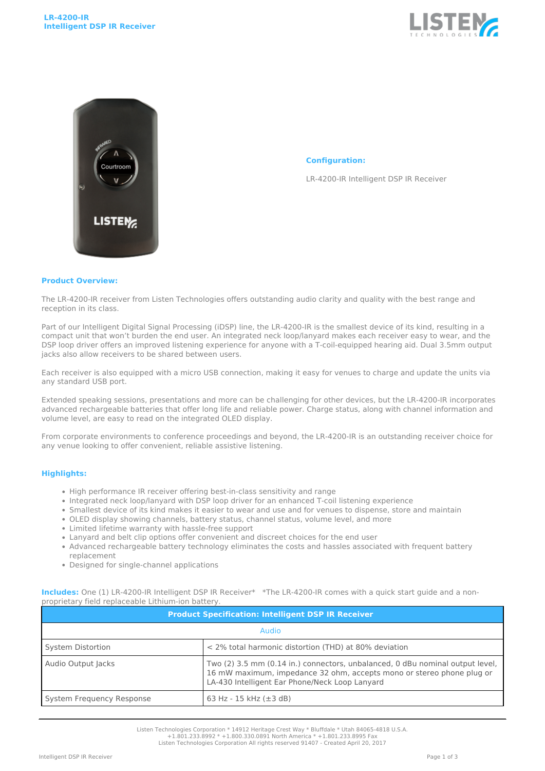# LR-4200-IR
## Intelligent DSP IR Receiver

**Configuration:**

LR-4200-IR Intelligent DSP IR Receiver

**Product Overview:**

The LR-4200-IR receiver from Listen Technologies offers outstanding audio clarity and quality with the best range and reception in its class.

Part of our Intelligent Digital Signal Processing (iDSP) line, the LR-4200-IR is the smallest device of its kind, resulting in a compact unit that won't burden the end user. An integrated neck loop/lanyard makes each receiver easy to wear, and the DSP loop driver offers an improved listening experience for anyone with a T-coil-equipped hearing aid. Dual 3.5mm output jacks also allow receivers to be shared between users.

Each receiver is also equipped with a micro USB connection, making it easy for venues to charge and update the units via any standard USB port.

Extended speaking sessions, presentations and more can be challenging for other devices, but the LR-4200-IR incorporates advanced rechargeable batteries that offer long life and reliable power. Charge status, along with channel information and volume level, are easy to read on the integrated OLED display.

From corporate environments to conference proceedings and beyond, the LR-4200-IR is an outstanding receiver choice for any venue looking to offer convenient, reliable assistive listening.

**Highlights:**

- High performance IR receiver offering best-in-class sensitivity and range
- Integrated neck loop/lanyard with DSP loop driver for an enhanced T-coil listening experience
- Smallest device of its kind makes it easier to wear and use and for venues to dispense, store and maintain
- OLED display showing channels, battery status, channel status, volume level, and more
- Limited lifetime warranty with hassle-free support
- Lanyard and belt clip options offer convenient and discreet choices for the end user
- Advanced rechargeable battery technology eliminates the costs and hassles associated with frequent battery replacement
- Designed for single-channel applications

**Includes:** One (1) LR-4200-IR Intelligent DSP IR Receiver* *The LR-4200-IR comes with a quick start guide and a non-proprietary field replaceable Lithium-ion battery.

| Product Specification: Intelligent DSP IR Receiver | |
|---|---|
| Audio | |
| System Distortion | < 2% total harmonic distortion (THD) at 80% deviation |
| Audio Output Jacks | Two (2) 3.5 mm (0.14 in.) connectors, unbalanced, 0 dBu nominal output level, 16 mW maximum, impedance 32 ohm, accepts mono or stereo phone plug or LA-430 Intelligent Ear Phone/Neck Loop Lanyard |
| System Frequency Response | 63 Hz - 15 kHz (±3 dB) |

Listen Technologies Corporation * 14912 Heritage Crest Way * Bluffdale * Utah 84065-4818 U.S.A.
+1.801.233.8992 * +1.800.330.0891 North America * +1.801.233.8995 Fax
Listen Technologies Corporation All rights reserved 91407 - Created April 20, 2017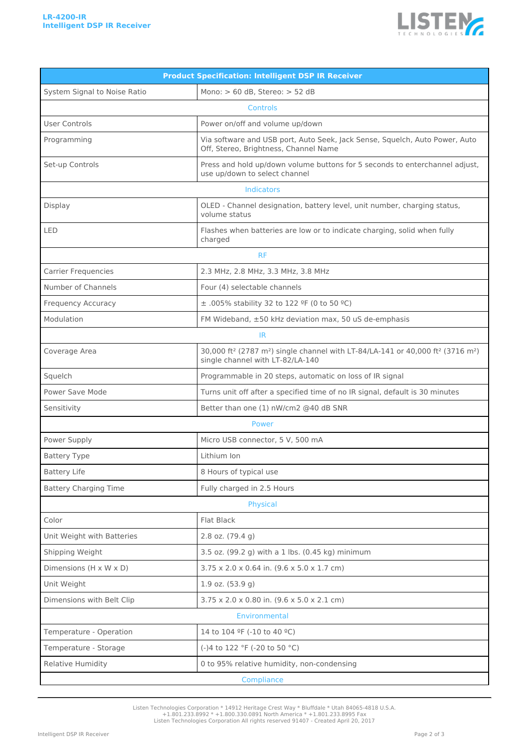| Product Specification: Intelligent DSP IR Receiver | |
|---|---|
| System Signal to Noise Ratio | Mono: > 60 dB, Stereo: > 52 dB |
| **Controls** | |
| User Controls | Power on/off and volume up/down |
| Programming | Via software and USB port, Auto Seek, Jack Sense, Squelch, Auto Power, Auto Off, Stereo, Brightness, Channel Name |
| Set-up Controls | Press and hold up/down volume buttons for 5 seconds to enterchannel adjust, use up/down to select channel |
| **Indicators** | |
| Display | OLED - Channel designation, battery level, unit number, charging status, volume status |
| LED | Flashes when batteries are low or to indicate charging, solid when fully charged |
| **RF** | |
| Carrier Frequencies | 2.3 MHz, 2.8 MHz, 3.3 MHz, 3.8 MHz |
| Number of Channels | Four (4) selectable channels |
| Frequency Accuracy | ± .005% stability 32 to 122 ºF (0 to 50 ºC) |
| Modulation | FM Wideband, ±50 kHz deviation max, 50 uS de-emphasis |
| **IR** | |
| Coverage Area | 30,000 ft² (2787 m²) single channel with LT-84/LA-141 or 40,000 ft² (3716 m²) single channel with LT-82/LA-140 |
| Squelch | Programmable in 20 steps, automatic on loss of IR signal |
| Power Save Mode | Turns unit off after a specified time of no IR signal, default is 30 minutes |
| Sensitivity | Better than one (1) nW/cm2 @40 dB SNR |
| **Power** | |
| Power Supply | Micro USB connector, 5 V, 500 mA |
| Battery Type | Lithium Ion |
| Battery Life | 8 Hours of typical use |
| Battery Charging Time | Fully charged in 2.5 Hours |
| **Physical** | |
| Color | Flat Black |
| Unit Weight with Batteries | 2.8 oz. (79.4 g) |
| Shipping Weight | 3.5 oz. (99.2 g) with a 1 lbs. (0.45 kg) minimum |
| Dimensions (H x W x D) | 3.75 x 2.0 x 0.64 in. (9.6 x 5.0 x 1.7 cm) |
| Unit Weight | 1.9 oz. (53.9 g) |
| Dimensions with Belt Clip | 3.75 x 2.0 x 0.80 in. (9.6 x 5.0 x 2.1 cm) |
| **Environmental** | |
| Temperature - Operation | 14 to 104 ºF (-10 to 40 ºC) |
| Temperature - Storage | (-)4 to 122 °F (-20 to 50 °C) |
| Relative Humidity | 0 to 95% relative humidity, non-condensing |
| **Compliance** | |

Listen Technologies Corporation * 14912 Heritage Crest Way * Bluffdale * Utah 84065-4818 U.S.A.
+1.801.233.8992 * +1.800.330.0891 North America * +1.801.233.8995 Fax
Listen Technologies Corporation All rights reserved 91407 - Created April 20, 2017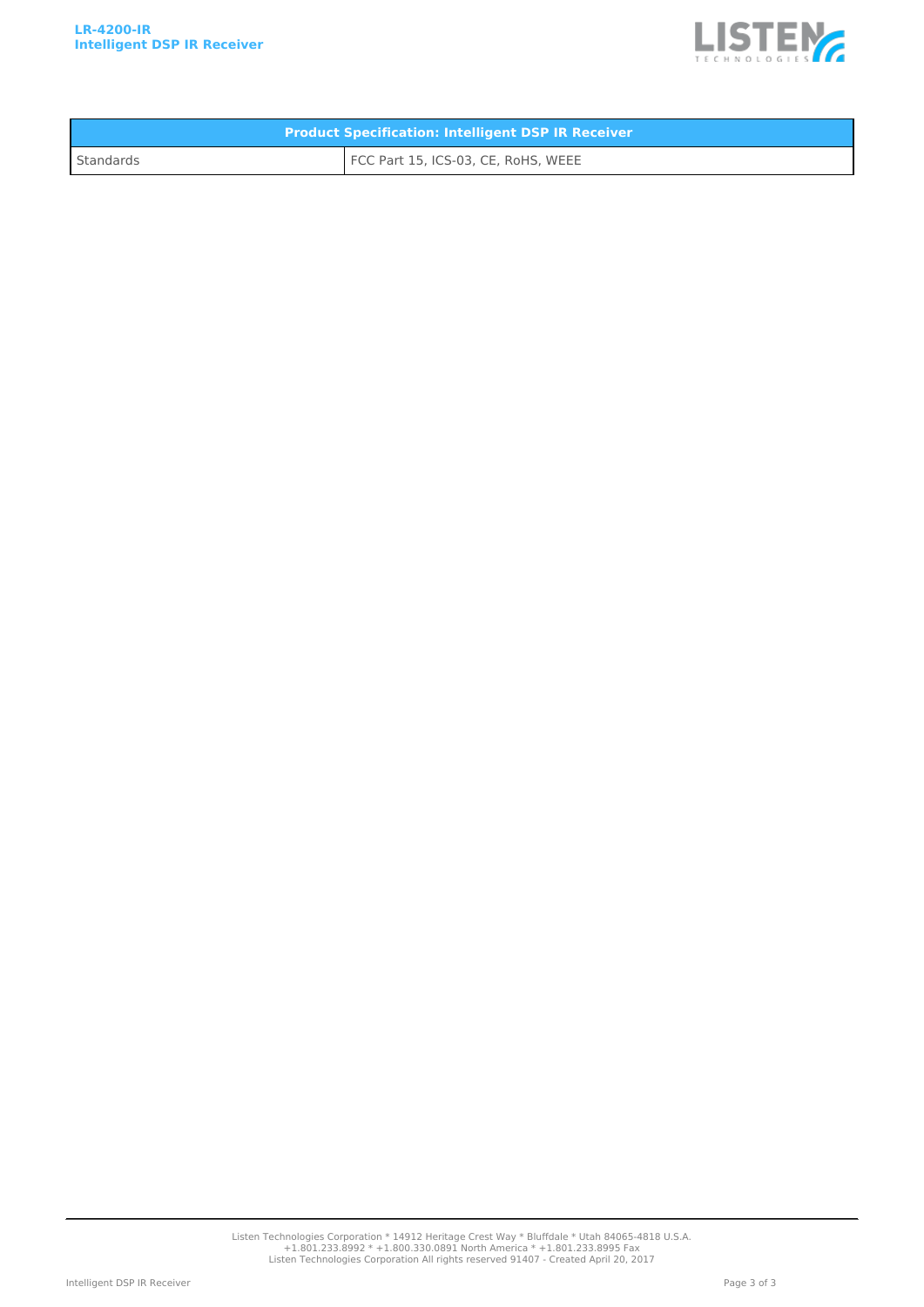| Product Specification: Intelligent DSP IR Receiver | |
|---|---|
| Standards | FCC Part 15, ICS-03, CE, RoHS, WEEE |

Listen Technologies Corporation * 14912 Heritage Crest Way * Bluffdale * Utah 84065-4818 U.S.A.
+1.801.233.8992 * +1.800.330.0891 North America * +1.801.233.8995 Fax
Listen Technologies Corporation All rights reserved 91407 - Created April 20, 2017